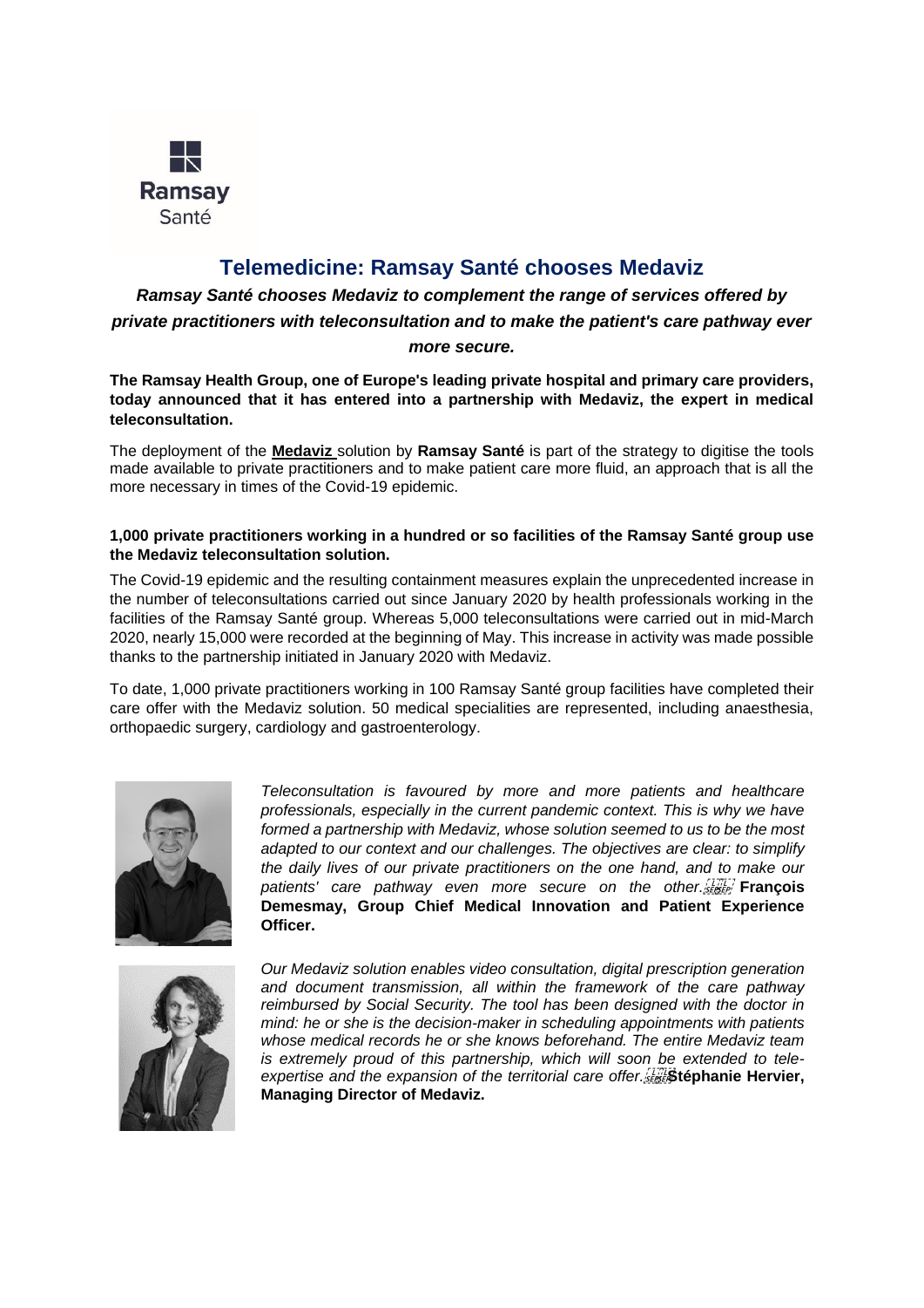Ramsay
Santé

# Telemedicine: Ramsay Santé chooses Medaviz

***Ramsay Santé chooses Medaviz to complement the range of services offered by private practitioners with teleconsultation and to make the patient's care pathway ever more secure.***

**The Ramsay Health Group, one of Europe's leading private hospital and primary care providers, today announced that it has entered into a partnership with Medaviz, the expert in medical teleconsultation.**

The deployment of the **Medaviz** solution by **Ramsay Santé** is part of the strategy to digitise the tools made available to private practitioners and to make patient care more fluid, an approach that is all the more necessary in times of the Covid-19 epidemic.

**1,000 private practitioners working in a hundred or so facilities of the Ramsay Santé group use the Medaviz teleconsultation solution.**

The Covid-19 epidemic and the resulting containment measures explain the unprecedented increase in the number of teleconsultations carried out since January 2020 by health professionals working in the facilities of the Ramsay Santé group. Whereas 5,000 teleconsultations were carried out in mid-March 2020, nearly 15,000 were recorded at the beginning of May. This increase in activity was made possible thanks to the partnership initiated in January 2020 with Medaviz.

To date, 1,000 private practitioners working in 100 Ramsay Santé group facilities have completed their care offer with the Medaviz solution. 50 medical specialities are represented, including anaesthesia, orthopaedic surgery, cardiology and gastroenterology.

*Teleconsultation is favoured by more and more patients and healthcare professionals, especially in the current pandemic context. This is why we have formed a partnership with Medaviz, whose solution seemed to us to be the most adapted to our context and our challenges. The objectives are clear: to simplify the daily lives of our private practitioners on the one hand, and to make our patients' care pathway even more secure on the other.* **François Demesmay, Group Chief Medical Innovation and Patient Experience Officer.**

*Our Medaviz solution enables video consultation, digital prescription generation and document transmission, all within the framework of the care pathway reimbursed by Social Security. The tool has been designed with the doctor in mind: he or she is the decision-maker in scheduling appointments with patients whose medical records he or she knows beforehand. The entire Medaviz team is extremely proud of this partnership, which will soon be extended to tele-expertise and the expansion of the territorial care offer.* **Stéphanie Hervier, Managing Director of Medaviz.**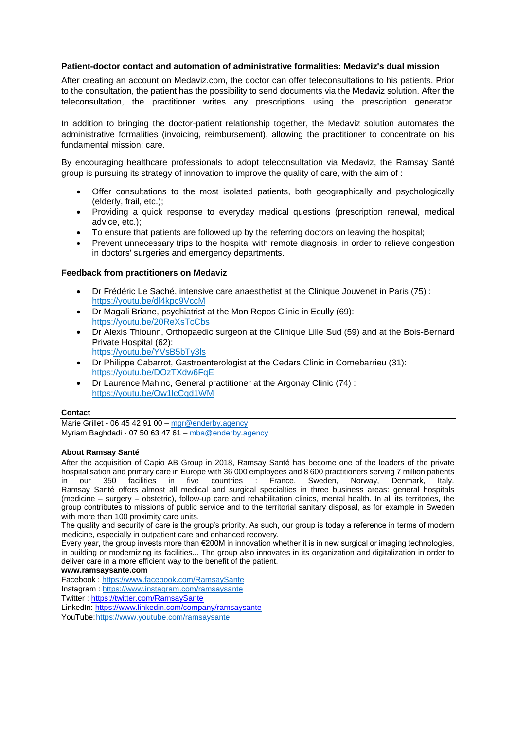**Patient-doctor contact and automation of administrative formalities: Medaviz's dual mission**

After creating an account on Medaviz.com, the doctor can offer teleconsultations to his patients. Prior to the consultation, the patient has the possibility to send documents via the Medaviz solution. After the teleconsultation, the practitioner writes any prescriptions using the prescription generator.

In addition to bringing the doctor-patient relationship together, the Medaviz solution automates the administrative formalities (invoicing, reimbursement), allowing the practitioner to concentrate on his fundamental mission: care.

By encouraging healthcare professionals to adopt teleconsultation via Medaviz, the Ramsay Santé group is pursuing its strategy of innovation to improve the quality of care, with the aim of :

- Offer consultations to the most isolated patients, both geographically and psychologically (elderly, frail, etc.);
- Providing a quick response to everyday medical questions (prescription renewal, medical advice, etc.);
- To ensure that patients are followed up by the referring doctors on leaving the hospital;
- Prevent unnecessary trips to the hospital with remote diagnosis, in order to relieve congestion in doctors' surgeries and emergency departments.

**Feedback from practitioners on Medaviz**

- Dr Frédéric Le Saché, intensive care anaesthetist at the Clinique Jouvenet in Paris (75) : https://youtu.be/dl4kpc9VccM
- Dr Magali Briane, psychiatrist at the Mon Repos Clinic in Ecully (69): https://youtu.be/20ReXsTcCbs
- Dr Alexis Thiounn, Orthopaedic surgeon at the Clinique Lille Sud (59) and at the Bois-Bernard Private Hospital (62): https://youtu.be/YVsB5bTy3ls
- Dr Philippe Cabarrot, Gastroenterologist at the Cedars Clinic in Cornebarrieu (31): https://youtu.be/DOzTXdw6FqE
- Dr Laurence Mahinc, General practitioner at the Argonay Clinic (74) : https://youtu.be/Ow1lcCqd1WM

**Contact**

Marie Grillet - 06 45 42 91 00 – mgr@enderby.agency
Myriam Baghdadi - 07 50 63 47 61 – mba@enderby.agency

**About Ramsay Santé**

After the acquisition of Capio AB Group in 2018, Ramsay Santé has become one of the leaders of the private hospitalisation and primary care in Europe with 36 000 employees and 8 600 practitioners serving 7 million patients in our 350 facilities in five countries : France, Sweden, Norway, Denmark, Italy. Ramsay Santé offers almost all medical and surgical specialties in three business areas: general hospitals (medicine – surgery – obstetric), follow-up care and rehabilitation clinics, mental health. In all its territories, the group contributes to missions of public service and to the territorial sanitary disposal, as for example in Sweden with more than 100 proximity care units.
The quality and security of care is the group's priority. As such, our group is today a reference in terms of modern medicine, especially in outpatient care and enhanced recovery.
Every year, the group invests more than €200M in innovation whether it is in new surgical or imaging technologies, in building or modernizing its facilities... The group also innovates in its organization and digitalization in order to deliver care in a more efficient way to the benefit of the patient.

**www.ramsaysante.com**

Facebook : https://www.facebook.com/RamsaySante
Instagram : https://www.instagram.com/ramsaysante
Twitter : https://twitter.com/RamsaySante
LinkedIn: https://www.linkedin.com/company/ramsaysante
YouTube: https://www.youtube.com/ramsaysante